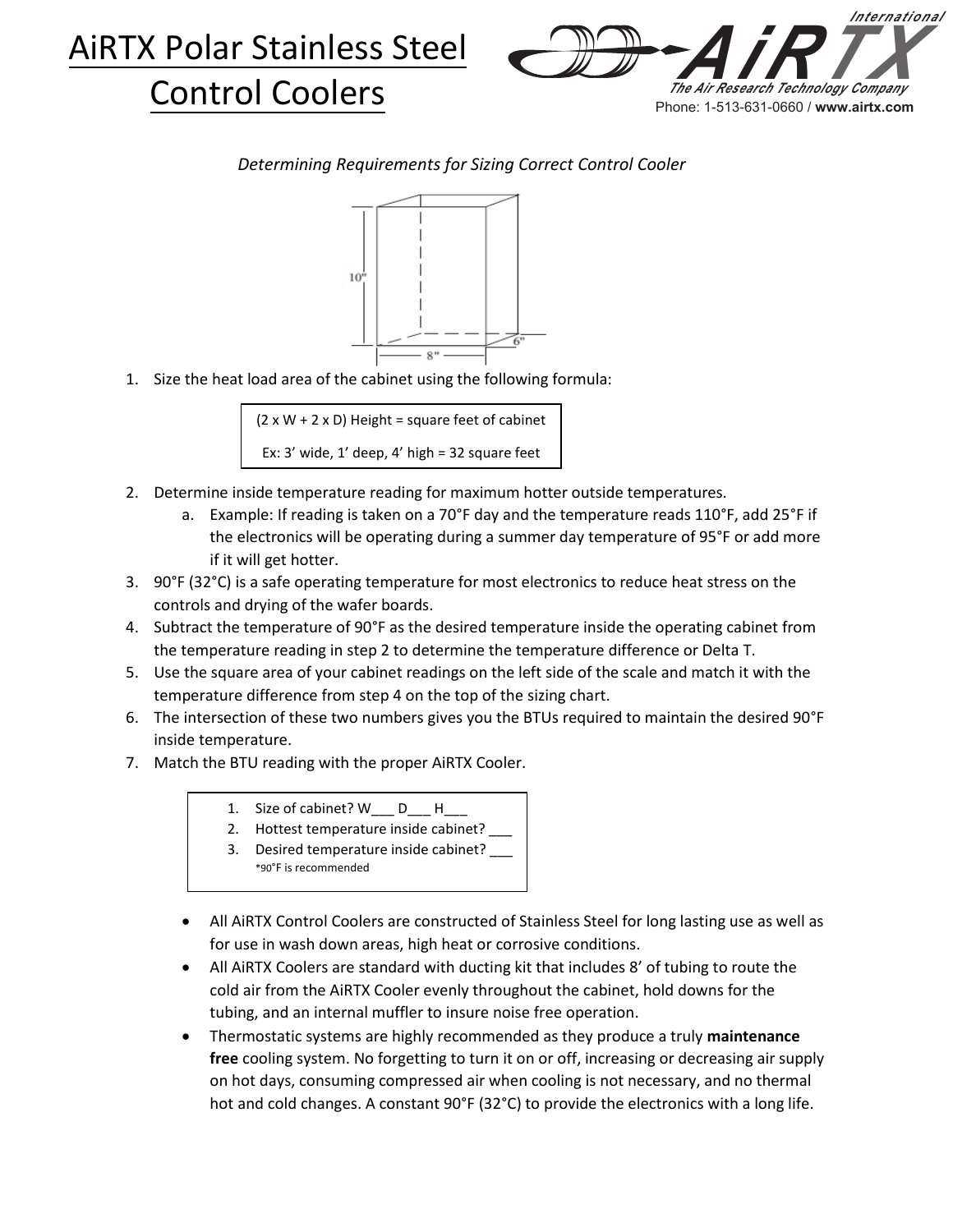# AiRTX Polar Stainless Steel Control Coolers

International
AiRTX
The Air Research Technology Company
Phone: 1-513-631-0660 / **www.airtx.com**

*Determining Requirements for Sizing Correct Control Cooler*

10"
6"
8"

1. Size the heat load area of the cabinet using the following formula:

   (2 x W + 2 x D) Height = square feet of cabinet

   Ex: 3' wide, 1' deep, 4' high = 32 square feet

2. Determine inside temperature reading for maximum hotter outside temperatures.
   a. Example: If reading is taken on a 70°F day and the temperature reads 110°F, add 25°F if the electronics will be operating during a summer day temperature of 95°F or add more if it will get hotter.
3. 90°F (32°C) is a safe operating temperature for most electronics to reduce heat stress on the controls and drying of the wafer boards.
4. Subtract the temperature of 90°F as the desired temperature inside the operating cabinet from the temperature reading in step 2 to determine the temperature difference or Delta T.
5. Use the square area of your cabinet readings on the left side of the scale and match it with the temperature difference from step 4 on the top of the sizing chart.
6. The intersection of these two numbers gives you the BTUs required to maintain the desired 90°F inside temperature.
7. Match the BTU reading with the proper AiRTX Cooler.

> 1. Size of cabinet? W___ D___ H___
> 2. Hottest temperature inside cabinet? ___
> 3. Desired temperature inside cabinet? ___
>    *90°F is recommended

- All AiRTX Control Coolers are constructed of Stainless Steel for long lasting use as well as for use in wash down areas, high heat or corrosive conditions.
- All AiRTX Coolers are standard with ducting kit that includes 8' of tubing to route the cold air from the AiRTX Cooler evenly throughout the cabinet, hold downs for the tubing, and an internal muffler to insure noise free operation.
- Thermostatic systems are highly recommended as they produce a truly **maintenance free** cooling system. No forgetting to turn it on or off, increasing or decreasing air supply on hot days, consuming compressed air when cooling is not necessary, and no thermal hot and cold changes. A constant 90°F (32°C) to provide the electronics with a long life.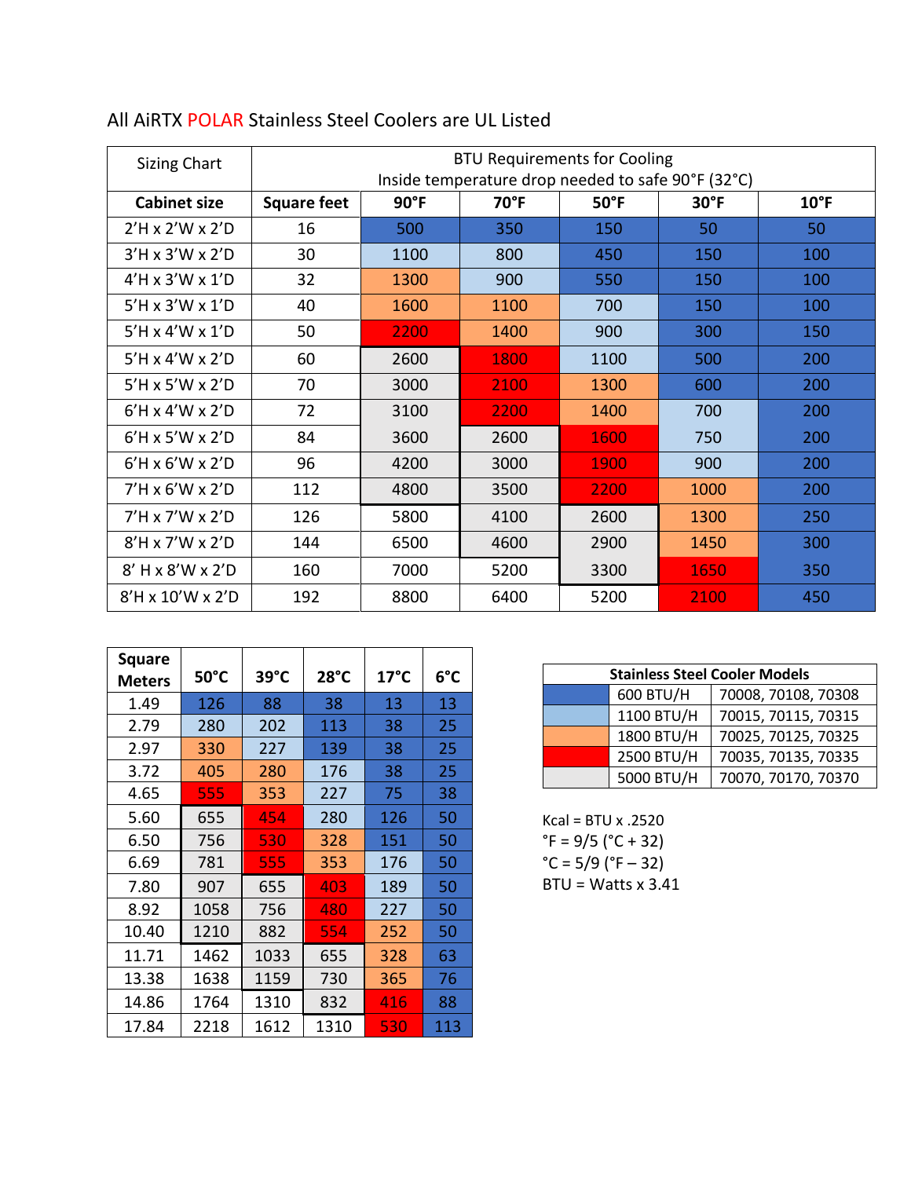All AiRTX POLAR Stainless Steel Coolers are UL Listed

| Sizing Chart | BTU Requirements for Cooling<br>Inside temperature drop needed to safe 90°F (32°C) | | | | | |
|---|---|---|---|---|---|---|
| **Cabinet size** | **Square feet** | **90°F** | **70°F** | **50°F** | **30°F** | **10°F** |
| 2'H x 2'W x 2'D | 16 | 500 | 350 | 150 | 50 | 50 |
| 3'H x 3'W x 2'D | 30 | 1100 | 800 | 450 | 150 | 100 |
| 4'H x 3'W x 1'D | 32 | 1300 | 900 | 550 | 150 | 100 |
| 5'H x 3'W x 1'D | 40 | 1600 | 1100 | 700 | 150 | 100 |
| 5'H x 4'W x 1'D | 50 | 2200 | 1400 | 900 | 300 | 150 |
| 5'H x 4'W x 2'D | 60 | 2600 | 1800 | 1100 | 500 | 200 |
| 5'H x 5'W x 2'D | 70 | 3000 | 2100 | 1300 | 600 | 200 |
| 6'H x 4'W x 2'D | 72 | 3100 | 2200 | 1400 | 700 | 200 |
| 6'H x 5'W x 2'D | 84 | 3600 | 2600 | 1600 | 750 | 200 |
| 6'H x 6'W x 2'D | 96 | 4200 | 3000 | 1900 | 900 | 200 |
| 7'H x 6'W x 2'D | 112 | 4800 | 3500 | 2200 | 1000 | 200 |
| 7'H x 7'W x 2'D | 126 | 5800 | 4100 | 2600 | 1300 | 250 |
| 8'H x 7'W x 2'D | 144 | 6500 | 4600 | 2900 | 1450 | 300 |
| 8' H x 8'W x 2'D | 160 | 7000 | 5200 | 3300 | 1650 | 350 |
| 8'H x 10'W x 2'D | 192 | 8800 | 6400 | 5200 | 2100 | 450 |

| **Square Meters** | **50°C** | **39°C** | **28°C** | **17°C** | **6°C** |
|---|---|---|---|---|---|
| 1.49 | 126 | 88 | 38 | 13 | 13 |
| 2.79 | 280 | 202 | 113 | 38 | 25 |
| 2.97 | 330 | 227 | 139 | 38 | 25 |
| 3.72 | 405 | 280 | 176 | 38 | 25 |
| 4.65 | 555 | 353 | 227 | 75 | 38 |
| 5.60 | 655 | 454 | 280 | 126 | 50 |
| 6.50 | 756 | 530 | 328 | 151 | 50 |
| 6.69 | 781 | 555 | 353 | 176 | 50 |
| 7.80 | 907 | 655 | 403 | 189 | 50 |
| 8.92 | 1058 | 756 | 480 | 227 | 50 |
| 10.40 | 1210 | 882 | 554 | 252 | 50 |
| 11.71 | 1462 | 1033 | 655 | 328 | 63 |
| 13.38 | 1638 | 1159 | 730 | 365 | 76 |
| 14.86 | 1764 | 1310 | 832 | 416 | 88 |
| 17.84 | 2218 | 1612 | 1310 | 530 | 113 |

| Stainless Steel Cooler Models | | |
|---|---|---|
| (dark blue) | 600 BTU/H | 70008, 70108, 70308 |
| (light blue) | 1100 BTU/H | 70015, 70115, 70315 |
| (orange) | 1800 BTU/H | 70025, 70125, 70325 |
| (red) | 2500 BTU/H | 70035, 70135, 70335 |
| (gray) | 5000 BTU/H | 70070, 70170, 70370 |

Kcal = BTU x .2520

°F = 9/5 (°C + 32)

°C = 5/9 (°F – 32)

BTU = Watts x 3.41